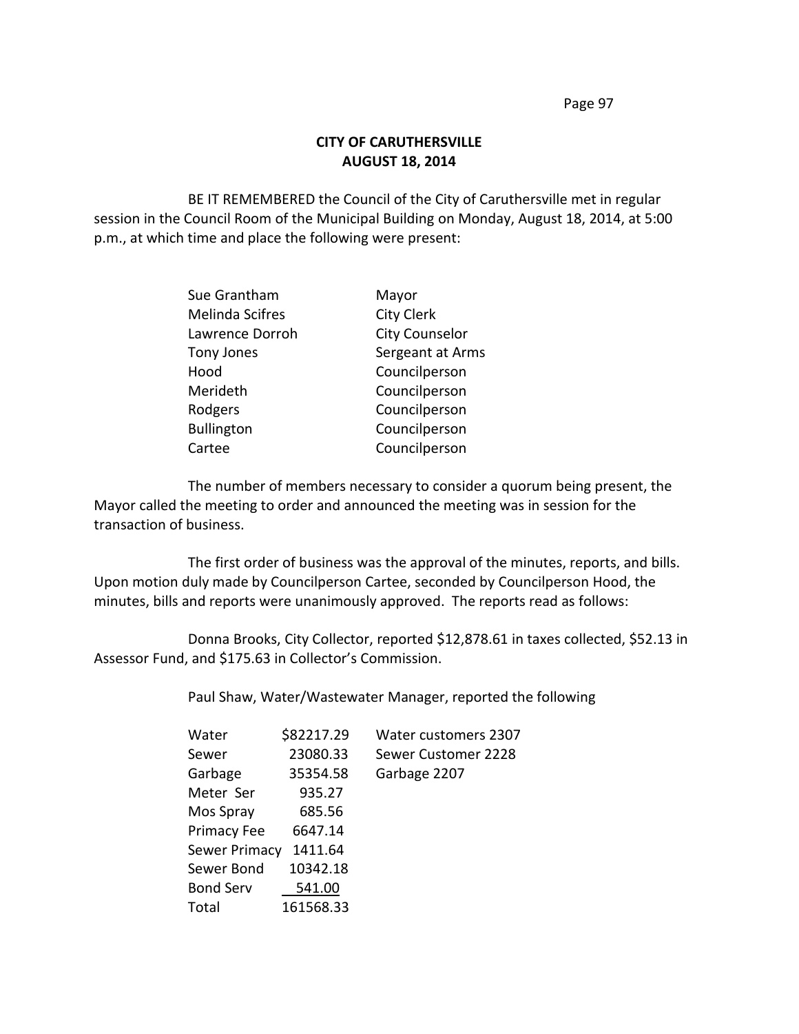**CITY OF CARUTHERSVILLE**
**AUGUST 18, 2014**

BE IT REMEMBERED the Council of the City of Caruthersville met in regular session in the Council Room of the Municipal Building on Monday, August 18, 2014, at 5:00 p.m., at which time and place the following were present:

| | |
|---|---|
| Sue Grantham | Mayor |
| Melinda Scifres | City Clerk |
| Lawrence Dorroh | City Counselor |
| Tony Jones | Sergeant at Arms |
| Hood | Councilperson |
| Merideth | Councilperson |
| Rodgers | Councilperson |
| Bullington | Councilperson |
| Cartee | Councilperson |

The number of members necessary to consider a quorum being present, the Mayor called the meeting to order and announced the meeting was in session for the transaction of business.

The first order of business was the approval of the minutes, reports, and bills. Upon motion duly made by Councilperson Cartee, seconded by Councilperson Hood, the minutes, bills and reports were unanimously approved. The reports read as follows:

Donna Brooks, City Collector, reported $12,878.61 in taxes collected, $52.13 in Assessor Fund, and $175.63 in Collector's Commission.

Paul Shaw, Water/Wastewater Manager, reported the following

| | | |
|---|---|---|
| Water | $82217.29 | Water customers 2307 |
| Sewer | 23080.33 | Sewer Customer 2228 |
| Garbage | 35354.58 | Garbage 2207 |
| Meter Ser | 935.27 | |
| Mos Spray | 685.56 | |
| Primacy Fee | 6647.14 | |
| Sewer Primacy | 1411.64 | |
| Sewer Bond | 10342.18 | |
| Bond Serv | 541.00 | |
| Total | 161568.33 | |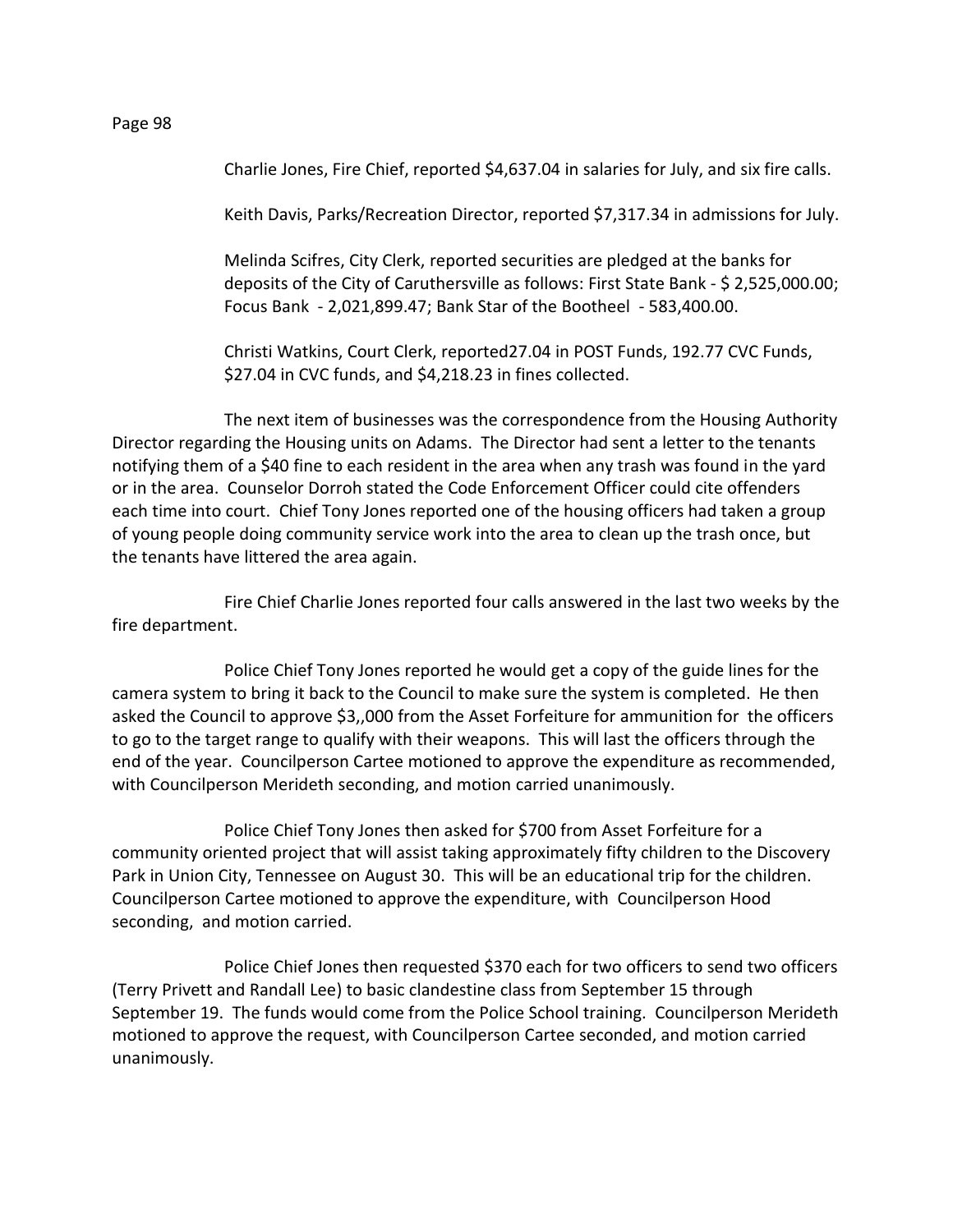Charlie Jones, Fire Chief, reported $4,637.04 in salaries for July, and six fire calls.

Keith Davis, Parks/Recreation Director, reported $7,317.34 in admissions for July.

Melinda Scifres, City Clerk, reported securities are pledged at the banks for deposits of the City of Caruthersville as follows: First State Bank - $ 2,525,000.00; Focus Bank - 2,021,899.47; Bank Star of the Bootheel - 583,400.00.

Christi Watkins, Court Clerk, reported27.04 in POST Funds, 192.77 CVC Funds, $27.04 in CVC funds, and $4,218.23 in fines collected.

The next item of businesses was the correspondence from the Housing Authority Director regarding the Housing units on Adams. The Director had sent a letter to the tenants notifying them of a $40 fine to each resident in the area when any trash was found in the yard or in the area. Counselor Dorroh stated the Code Enforcement Officer could cite offenders each time into court. Chief Tony Jones reported one of the housing officers had taken a group of young people doing community service work into the area to clean up the trash once, but the tenants have littered the area again.

Fire Chief Charlie Jones reported four calls answered in the last two weeks by the fire department.

Police Chief Tony Jones reported he would get a copy of the guide lines for the camera system to bring it back to the Council to make sure the system is completed. He then asked the Council to approve $3,,000 from the Asset Forfeiture for ammunition for the officers to go to the target range to qualify with their weapons. This will last the officers through the end of the year. Councilperson Cartee motioned to approve the expenditure as recommended, with Councilperson Merideth seconding, and motion carried unanimously.

Police Chief Tony Jones then asked for $700 from Asset Forfeiture for a community oriented project that will assist taking approximately fifty children to the Discovery Park in Union City, Tennessee on August 30. This will be an educational trip for the children. Councilperson Cartee motioned to approve the expenditure, with Councilperson Hood seconding, and motion carried.

Police Chief Jones then requested $370 each for two officers to send two officers (Terry Privett and Randall Lee) to basic clandestine class from September 15 through September 19. The funds would come from the Police School training. Councilperson Merideth motioned to approve the request, with Councilperson Cartee seconded, and motion carried unanimously.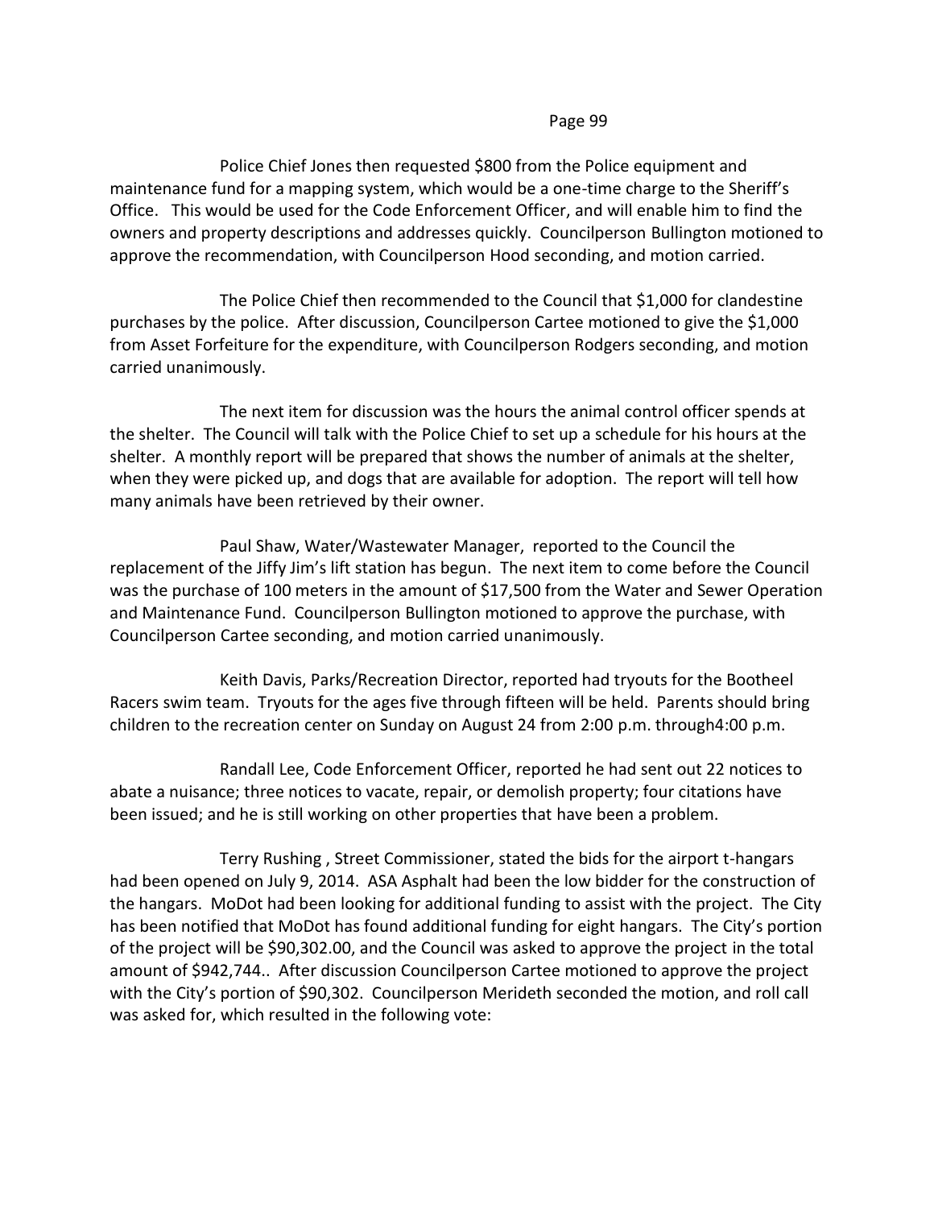Police Chief Jones then requested $800 from the Police equipment and maintenance fund for a mapping system, which would be a one-time charge to the Sheriff's Office. This would be used for the Code Enforcement Officer, and will enable him to find the owners and property descriptions and addresses quickly. Councilperson Bullington motioned to approve the recommendation, with Councilperson Hood seconding, and motion carried.

The Police Chief then recommended to the Council that $1,000 for clandestine purchases by the police. After discussion, Councilperson Cartee motioned to give the $1,000 from Asset Forfeiture for the expenditure, with Councilperson Rodgers seconding, and motion carried unanimously.

The next item for discussion was the hours the animal control officer spends at the shelter. The Council will talk with the Police Chief to set up a schedule for his hours at the shelter. A monthly report will be prepared that shows the number of animals at the shelter, when they were picked up, and dogs that are available for adoption. The report will tell how many animals have been retrieved by their owner.

Paul Shaw, Water/Wastewater Manager, reported to the Council the replacement of the Jiffy Jim's lift station has begun. The next item to come before the Council was the purchase of 100 meters in the amount of $17,500 from the Water and Sewer Operation and Maintenance Fund. Councilperson Bullington motioned to approve the purchase, with Councilperson Cartee seconding, and motion carried unanimously.

Keith Davis, Parks/Recreation Director, reported had tryouts for the Bootheel Racers swim team. Tryouts for the ages five through fifteen will be held. Parents should bring children to the recreation center on Sunday on August 24 from 2:00 p.m. through4:00 p.m.

Randall Lee, Code Enforcement Officer, reported he had sent out 22 notices to abate a nuisance; three notices to vacate, repair, or demolish property; four citations have been issued; and he is still working on other properties that have been a problem.

Terry Rushing , Street Commissioner, stated the bids for the airport t-hangars had been opened on July 9, 2014. ASA Asphalt had been the low bidder for the construction of the hangars. MoDot had been looking for additional funding to assist with the project. The City has been notified that MoDot has found additional funding for eight hangars. The City's portion of the project will be $90,302.00, and the Council was asked to approve the project in the total amount of $942,744.. After discussion Councilperson Cartee motioned to approve the project with the City's portion of $90,302. Councilperson Merideth seconded the motion, and roll call was asked for, which resulted in the following vote: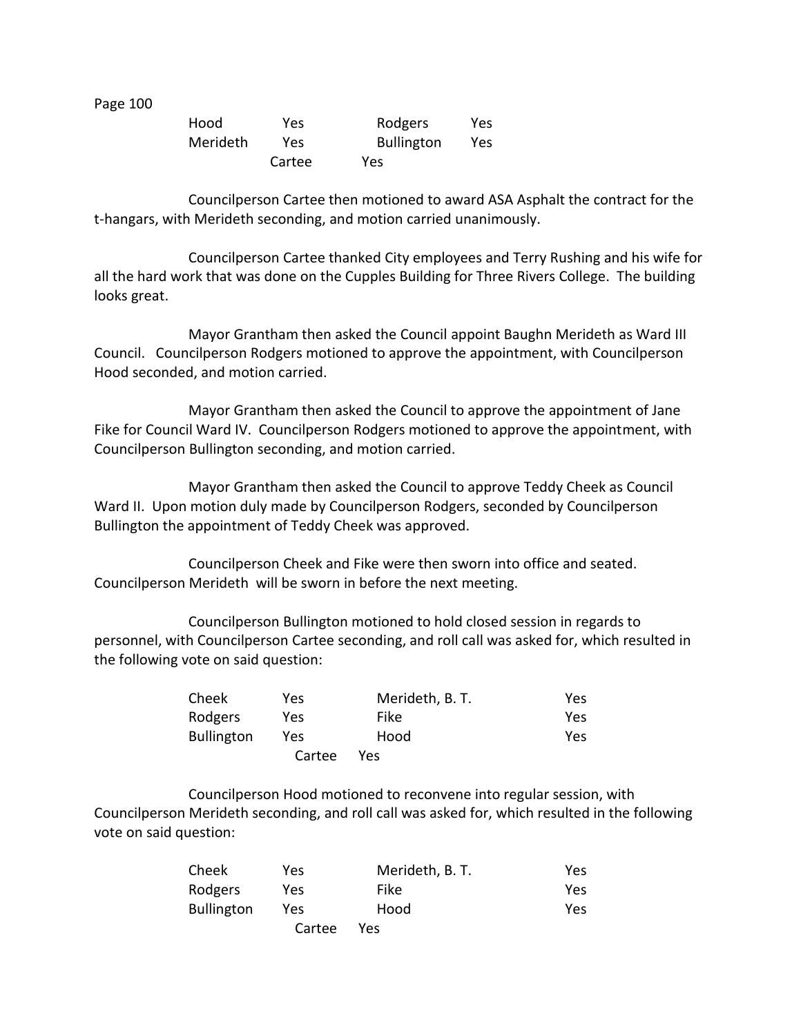| | | | |
|---|---|---|---|
| Hood | Yes | Rodgers | Yes |
| Merideth | Yes | Bullington | Yes |
| Cartee | Yes | | |

Councilperson Cartee then motioned to award ASA Asphalt the contract for the t-hangars, with Merideth seconding, and motion carried unanimously.

Councilperson Cartee thanked City employees and Terry Rushing and his wife for all the hard work that was done on the Cupples Building for Three Rivers College. The building looks great.

Mayor Grantham then asked the Council appoint Baughn Merideth as Ward III Council. Councilperson Rodgers motioned to approve the appointment, with Councilperson Hood seconded, and motion carried.

Mayor Grantham then asked the Council to approve the appointment of Jane Fike for Council Ward IV. Councilperson Rodgers motioned to approve the appointment, with Councilperson Bullington seconding, and motion carried.

Mayor Grantham then asked the Council to approve Teddy Cheek as Council Ward II. Upon motion duly made by Councilperson Rodgers, seconded by Councilperson Bullington the appointment of Teddy Cheek was approved.

Councilperson Cheek and Fike were then sworn into office and seated. Councilperson Merideth will be sworn in before the next meeting.

Councilperson Bullington motioned to hold closed session in regards to personnel, with Councilperson Cartee seconding, and roll call was asked for, which resulted in the following vote on said question:

| | | | |
|---|---|---|---|
| Cheek | Yes | Merideth, B. T. | Yes |
| Rodgers | Yes | Fike | Yes |
| Bullington | Yes | Hood | Yes |
| Cartee | Yes | | |

Councilperson Hood motioned to reconvene into regular session, with Councilperson Merideth seconding, and roll call was asked for, which resulted in the following vote on said question:

| | | | |
|---|---|---|---|
| Cheek | Yes | Merideth, B. T. | Yes |
| Rodgers | Yes | Fike | Yes |
| Bullington | Yes | Hood | Yes |
| Cartee | Yes | | |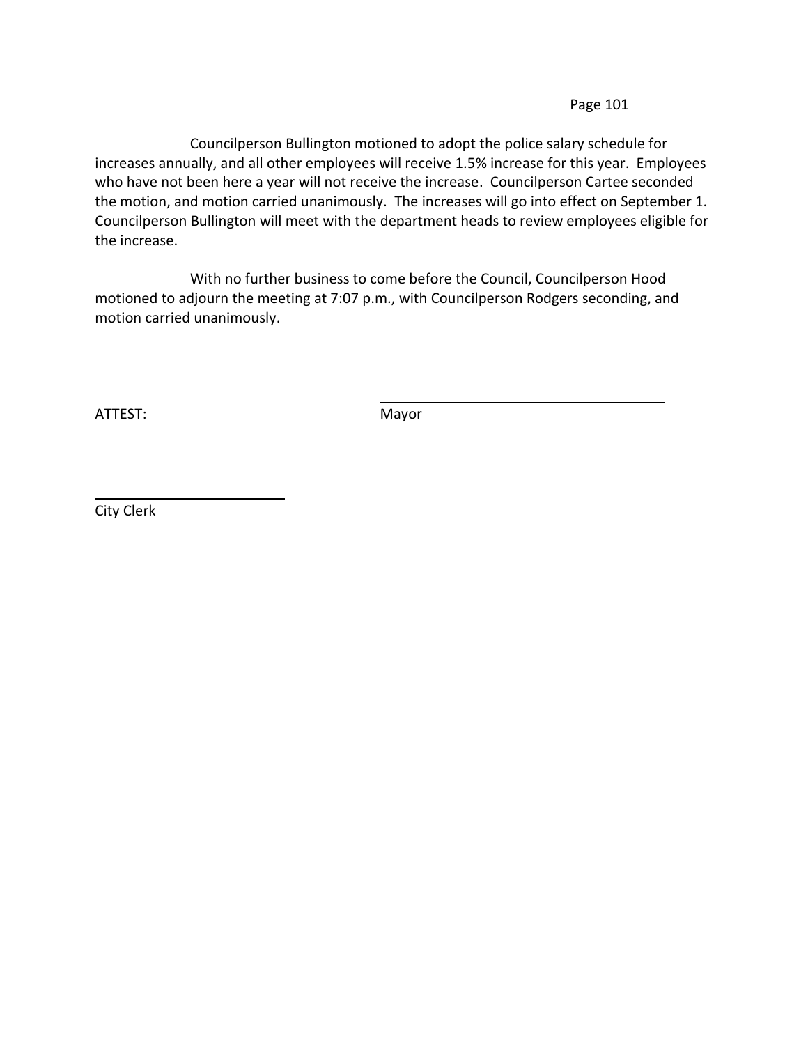Councilperson Bullington motioned to adopt the police salary schedule for increases annually, and all other employees will receive 1.5% increase for this year. Employees who have not been here a year will not receive the increase. Councilperson Cartee seconded the motion, and motion carried unanimously. The increases will go into effect on September 1. Councilperson Bullington will meet with the department heads to review employees eligible for the increase.

With no further business to come before the Council, Councilperson Hood motioned to adjourn the meeting at 7:07 p.m., with Councilperson Rodgers seconding, and motion carried unanimously.

ATTEST: \_\_\_\_\_\_\_\_\_\_\_\_\_\_\_\_\_\_\_\_\_\_\_\_\_\_\_\_\_\_\_\_

Mayor

\_\_\_\_\_\_\_\_\_\_\_\_\_\_\_\_\_\_\_\_\_\_\_\_

City Clerk